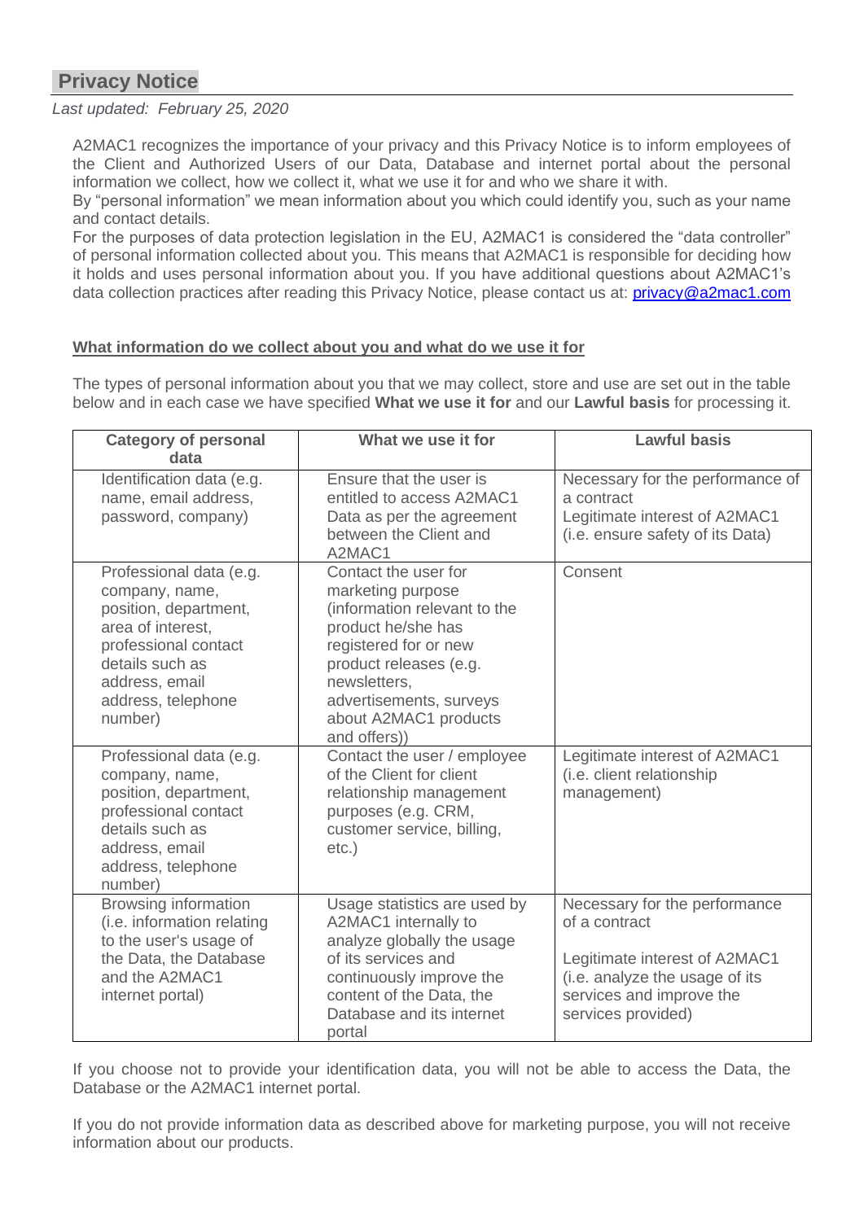## Privacy Notice

*Last updated: February 25, 2020*

A2MAC1 recognizes the importance of your privacy and this Privacy Notice is to inform employees of the Client and Authorized Users of our Data, Database and internet portal about the personal information we collect, how we collect it, what we use it for and who we share it with.

By "personal information" we mean information about you which could identify you, such as your name and contact details.

For the purposes of data protection legislation in the EU, A2MAC1 is considered the "data controller" of personal information collected about you. This means that A2MAC1 is responsible for deciding how it holds and uses personal information about you. If you have additional questions about A2MAC1's data collection practices after reading this Privacy Notice, please contact us at: privacy@a2mac1.com

### What information do we collect about you and what do we use it for

The types of personal information about you that we may collect, store and use are set out in the table below and in each case we have specified **What we use it for** and our **Lawful basis** for processing it.

| Category of personal data | What we use it for | Lawful basis |
|---|---|---|
| Identification data (e.g. name, email address, password, company) | Ensure that the user is entitled to access A2MAC1 Data as per the agreement between the Client and A2MAC1 | Necessary for the performance of a contract<br>Legitimate interest of A2MAC1 (i.e. ensure safety of its Data) |
| Professional data (e.g. company, name, position, department, area of interest, professional contact details such as address, email address, telephone number) | Contact the user for marketing purpose (information relevant to the product he/she has registered for or new product releases (e.g. newsletters, advertisements, surveys about A2MAC1 products and offers)) | Consent |
| Professional data (e.g. company, name, position, department, professional contact details such as address, email address, telephone number) | Contact the user / employee of the Client for client relationship management purposes (e.g. CRM, customer service, billing, etc.) | Legitimate interest of A2MAC1 (i.e. client relationship management) |
| Browsing information (i.e. information relating to the user's usage of the Data, the Database and the A2MAC1 internet portal) | Usage statistics are used by A2MAC1 internally to analyze globally the usage of its services and continuously improve the content of the Data, the Database and its internet portal | Necessary for the performance of a contract<br><br>Legitimate interest of A2MAC1 (i.e. analyze the usage of its services and improve the services provided) |

If you choose not to provide your identification data, you will not be able to access the Data, the Database or the A2MAC1 internet portal.

If you do not provide information data as described above for marketing purpose, you will not receive information about our products.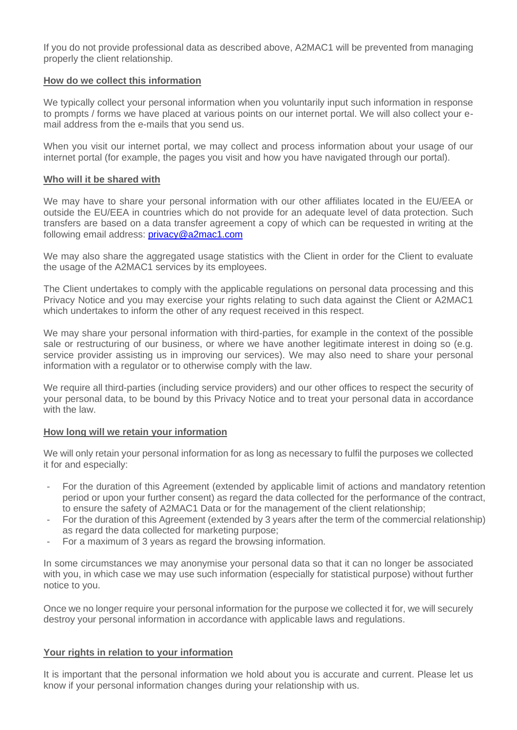If you do not provide professional data as described above, A2MAC1 will be prevented from managing properly the client relationship.

**How do we collect this information**

We typically collect your personal information when you voluntarily input such information in response to prompts / forms we have placed at various points on our internet portal. We will also collect your e-mail address from the e-mails that you send us.

When you visit our internet portal, we may collect and process information about your usage of our internet portal (for example, the pages you visit and how you have navigated through our portal).

**Who will it be shared with**

We may have to share your personal information with our other affiliates located in the EU/EEA or outside the EU/EEA in countries which do not provide for an adequate level of data protection. Such transfers are based on a data transfer agreement a copy of which can be requested in writing at the following email address: privacy@a2mac1.com

We may also share the aggregated usage statistics with the Client in order for the Client to evaluate the usage of the A2MAC1 services by its employees.

The Client undertakes to comply with the applicable regulations on personal data processing and this Privacy Notice and you may exercise your rights relating to such data against the Client or A2MAC1 which undertakes to inform the other of any request received in this respect.

We may share your personal information with third-parties, for example in the context of the possible sale or restructuring of our business, or where we have another legitimate interest in doing so (e.g. service provider assisting us in improving our services). We may also need to share your personal information with a regulator or to otherwise comply with the law.

We require all third-parties (including service providers) and our other offices to respect the security of your personal data, to be bound by this Privacy Notice and to treat your personal data in accordance with the law.

**How long will we retain your information**

We will only retain your personal information for as long as necessary to fulfil the purposes we collected it for and especially:

- For the duration of this Agreement (extended by applicable limit of actions and mandatory retention period or upon your further consent) as regard the data collected for the performance of the contract, to ensure the safety of A2MAC1 Data or for the management of the client relationship;
- For the duration of this Agreement (extended by 3 years after the term of the commercial relationship) as regard the data collected for marketing purpose;
- For a maximum of 3 years as regard the browsing information.

In some circumstances we may anonymise your personal data so that it can no longer be associated with you, in which case we may use such information (especially for statistical purpose) without further notice to you.

Once we no longer require your personal information for the purpose we collected it for, we will securely destroy your personal information in accordance with applicable laws and regulations.

**Your rights in relation to your information**

It is important that the personal information we hold about you is accurate and current. Please let us know if your personal information changes during your relationship with us.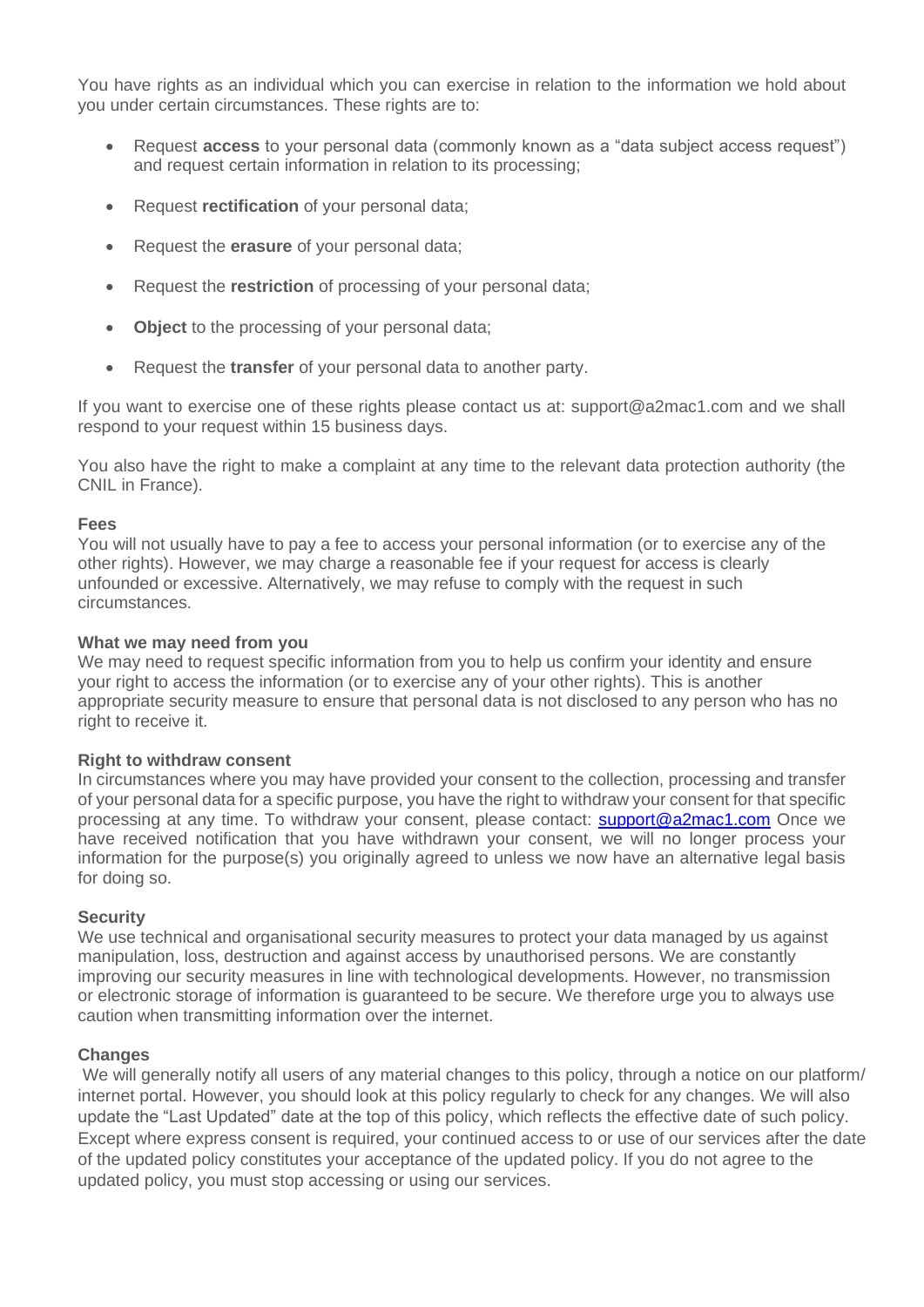You have rights as an individual which you can exercise in relation to the information we hold about you under certain circumstances. These rights are to:

- Request **access** to your personal data (commonly known as a "data subject access request") and request certain information in relation to its processing;
- Request **rectification** of your personal data;
- Request the **erasure** of your personal data;
- Request the **restriction** of processing of your personal data;
- **Object** to the processing of your personal data;
- Request the **transfer** of your personal data to another party.

If you want to exercise one of these rights please contact us at: support@a2mac1.com and we shall respond to your request within 15 business days.

You also have the right to make a complaint at any time to the relevant data protection authority (the CNIL in France).

**Fees**
You will not usually have to pay a fee to access your personal information (or to exercise any of the other rights). However, we may charge a reasonable fee if your request for access is clearly unfounded or excessive. Alternatively, we may refuse to comply with the request in such circumstances.

**What we may need from you**
We may need to request specific information from you to help us confirm your identity and ensure your right to access the information (or to exercise any of your other rights). This is another appropriate security measure to ensure that personal data is not disclosed to any person who has no right to receive it.

**Right to withdraw consent**
In circumstances where you may have provided your consent to the collection, processing and transfer of your personal data for a specific purpose, you have the right to withdraw your consent for that specific processing at any time. To withdraw your consent, please contact: [support@a2mac1.com](mailto:support@a2mac1.com) Once we have received notification that you have withdrawn your consent, we will no longer process your information for the purpose(s) you originally agreed to unless we now have an alternative legal basis for doing so.

**Security**
We use technical and organisational security measures to protect your data managed by us against manipulation, loss, destruction and against access by unauthorised persons. We are constantly improving our security measures in line with technological developments. However, no transmission or electronic storage of information is guaranteed to be secure. We therefore urge you to always use caution when transmitting information over the internet.

**Changes**
We will generally notify all users of any material changes to this policy, through a notice on our platform/ internet portal. However, you should look at this policy regularly to check for any changes. We will also update the "Last Updated" date at the top of this policy, which reflects the effective date of such policy. Except where express consent is required, your continued access to or use of our services after the date of the updated policy constitutes your acceptance of the updated policy. If you do not agree to the updated policy, you must stop accessing or using our services.